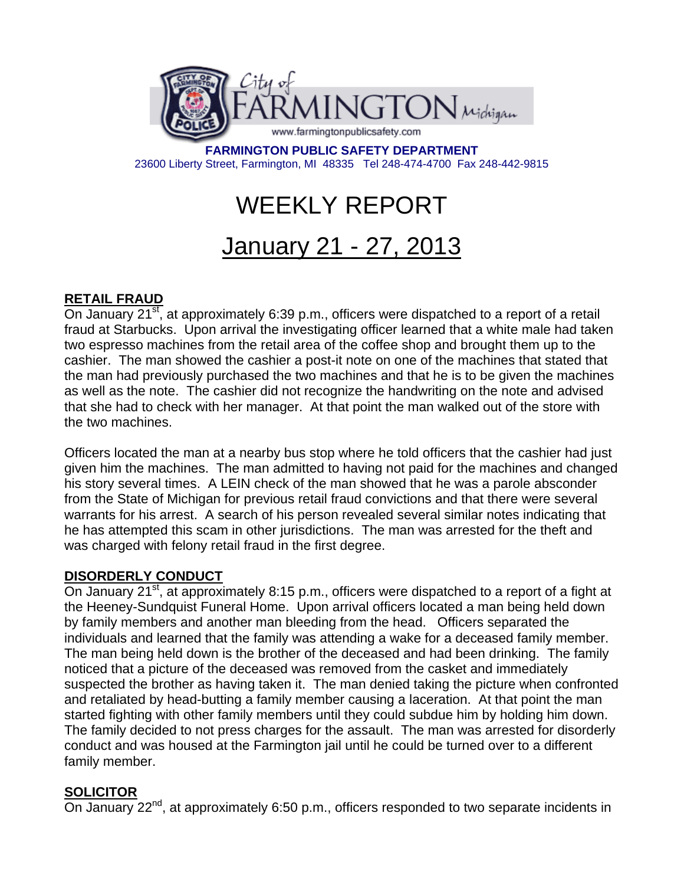City of FARMINGTON Michigan

www.farmingtonpublicsafety.com

**FARMINGTON PUBLIC SAFETY DEPARTMENT**
23600 Liberty Street, Farmington, MI 48335 Tel 248-474-4700 Fax 248-442-9815

# WEEKLY REPORT

# January 21 - 27, 2013

## RETAIL FRAUD

On January 21st, at approximately 6:39 p.m., officers were dispatched to a report of a retail fraud at Starbucks. Upon arrival the investigating officer learned that a white male had taken two espresso machines from the retail area of the coffee shop and brought them up to the cashier. The man showed the cashier a post-it note on one of the machines that stated that the man had previously purchased the two machines and that he is to be given the machines as well as the note. The cashier did not recognize the handwriting on the note and advised that she had to check with her manager. At that point the man walked out of the store with the two machines.

Officers located the man at a nearby bus stop where he told officers that the cashier had just given him the machines. The man admitted to having not paid for the machines and changed his story several times. A LEIN check of the man showed that he was a parole absconder from the State of Michigan for previous retail fraud convictions and that there were several warrants for his arrest. A search of his person revealed several similar notes indicating that he has attempted this scam in other jurisdictions. The man was arrested for the theft and was charged with felony retail fraud in the first degree.

## DISORDERLY CONDUCT

On January 21st, at approximately 8:15 p.m., officers were dispatched to a report of a fight at the Heeney-Sundquist Funeral Home. Upon arrival officers located a man being held down by family members and another man bleeding from the head. Officers separated the individuals and learned that the family was attending a wake for a deceased family member. The man being held down is the brother of the deceased and had been drinking. The family noticed that a picture of the deceased was removed from the casket and immediately suspected the brother as having taken it. The man denied taking the picture when confronted and retaliated by head-butting a family member causing a laceration. At that point the man started fighting with other family members until they could subdue him by holding him down. The family decided to not press charges for the assault. The man was arrested for disorderly conduct and was housed at the Farmington jail until he could be turned over to a different family member.

## SOLICITOR

On January 22nd, at approximately 6:50 p.m., officers responded to two separate incidents in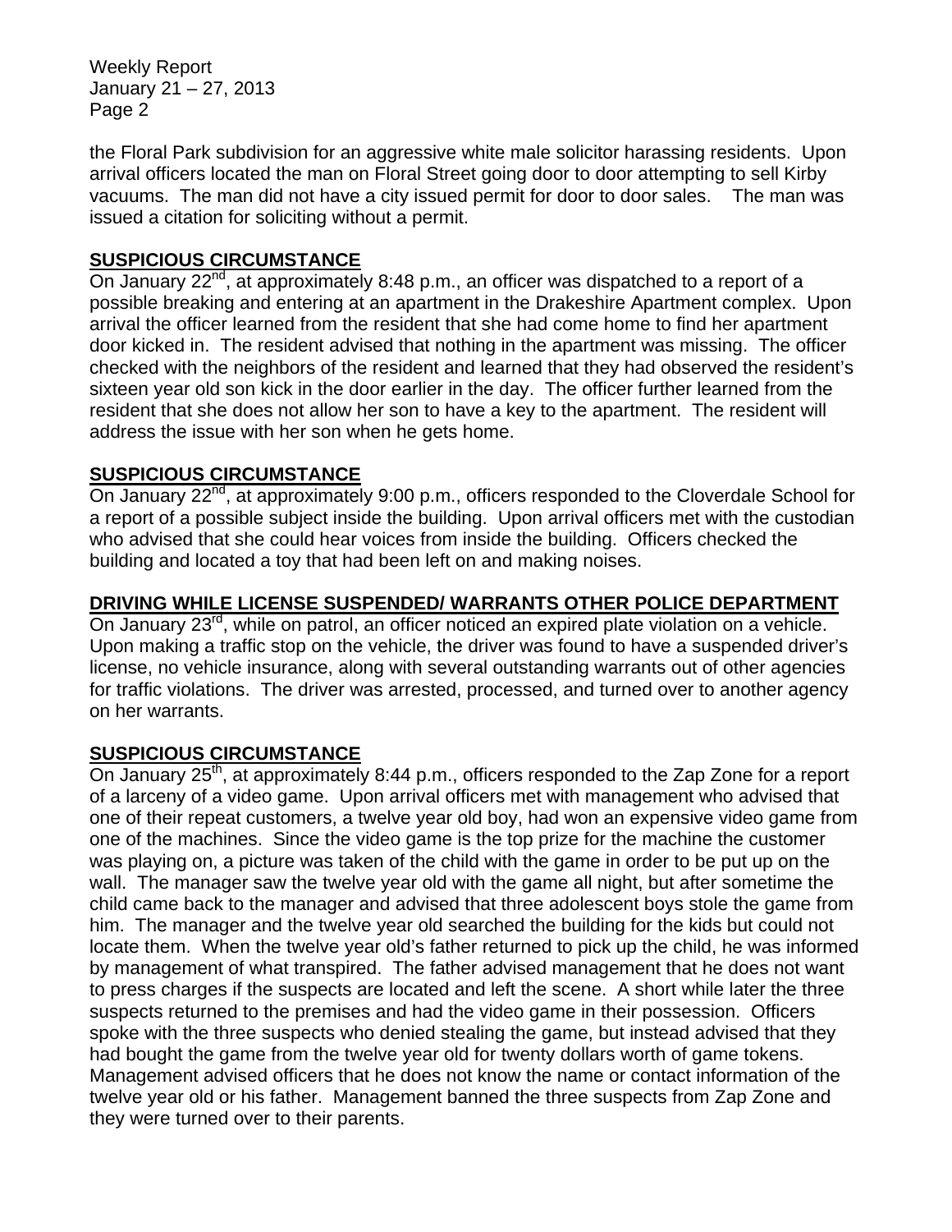the Floral Park subdivision for an aggressive white male solicitor harassing residents. Upon arrival officers located the man on Floral Street going door to door attempting to sell Kirby vacuums. The man did not have a city issued permit for door to door sales. The man was issued a citation for soliciting without a permit.

**SUSPICIOUS CIRCUMSTANCE**

On January 22nd, at approximately 8:48 p.m., an officer was dispatched to a report of a possible breaking and entering at an apartment in the Drakeshire Apartment complex. Upon arrival the officer learned from the resident that she had come home to find her apartment door kicked in. The resident advised that nothing in the apartment was missing. The officer checked with the neighbors of the resident and learned that they had observed the resident's sixteen year old son kick in the door earlier in the day. The officer further learned from the resident that she does not allow her son to have a key to the apartment. The resident will address the issue with her son when he gets home.

**SUSPICIOUS CIRCUMSTANCE**

On January 22nd, at approximately 9:00 p.m., officers responded to the Cloverdale School for a report of a possible subject inside the building. Upon arrival officers met with the custodian who advised that she could hear voices from inside the building. Officers checked the building and located a toy that had been left on and making noises.

**DRIVING WHILE LICENSE SUSPENDED/ WARRANTS OTHER POLICE DEPARTMENT**

On January 23rd, while on patrol, an officer noticed an expired plate violation on a vehicle. Upon making a traffic stop on the vehicle, the driver was found to have a suspended driver's license, no vehicle insurance, along with several outstanding warrants out of other agencies for traffic violations. The driver was arrested, processed, and turned over to another agency on her warrants.

**SUSPICIOUS CIRCUMSTANCE**

On January 25th, at approximately 8:44 p.m., officers responded to the Zap Zone for a report of a larceny of a video game. Upon arrival officers met with management who advised that one of their repeat customers, a twelve year old boy, had won an expensive video game from one of the machines. Since the video game is the top prize for the machine the customer was playing on, a picture was taken of the child with the game in order to be put up on the wall. The manager saw the twelve year old with the game all night, but after sometime the child came back to the manager and advised that three adolescent boys stole the game from him. The manager and the twelve year old searched the building for the kids but could not locate them. When the twelve year old's father returned to pick up the child, he was informed by management of what transpired. The father advised management that he does not want to press charges if the suspects are located and left the scene. A short while later the three suspects returned to the premises and had the video game in their possession. Officers spoke with the three suspects who denied stealing the game, but instead advised that they had bought the game from the twelve year old for twenty dollars worth of game tokens. Management advised officers that he does not know the name or contact information of the twelve year old or his father. Management banned the three suspects from Zap Zone and they were turned over to their parents.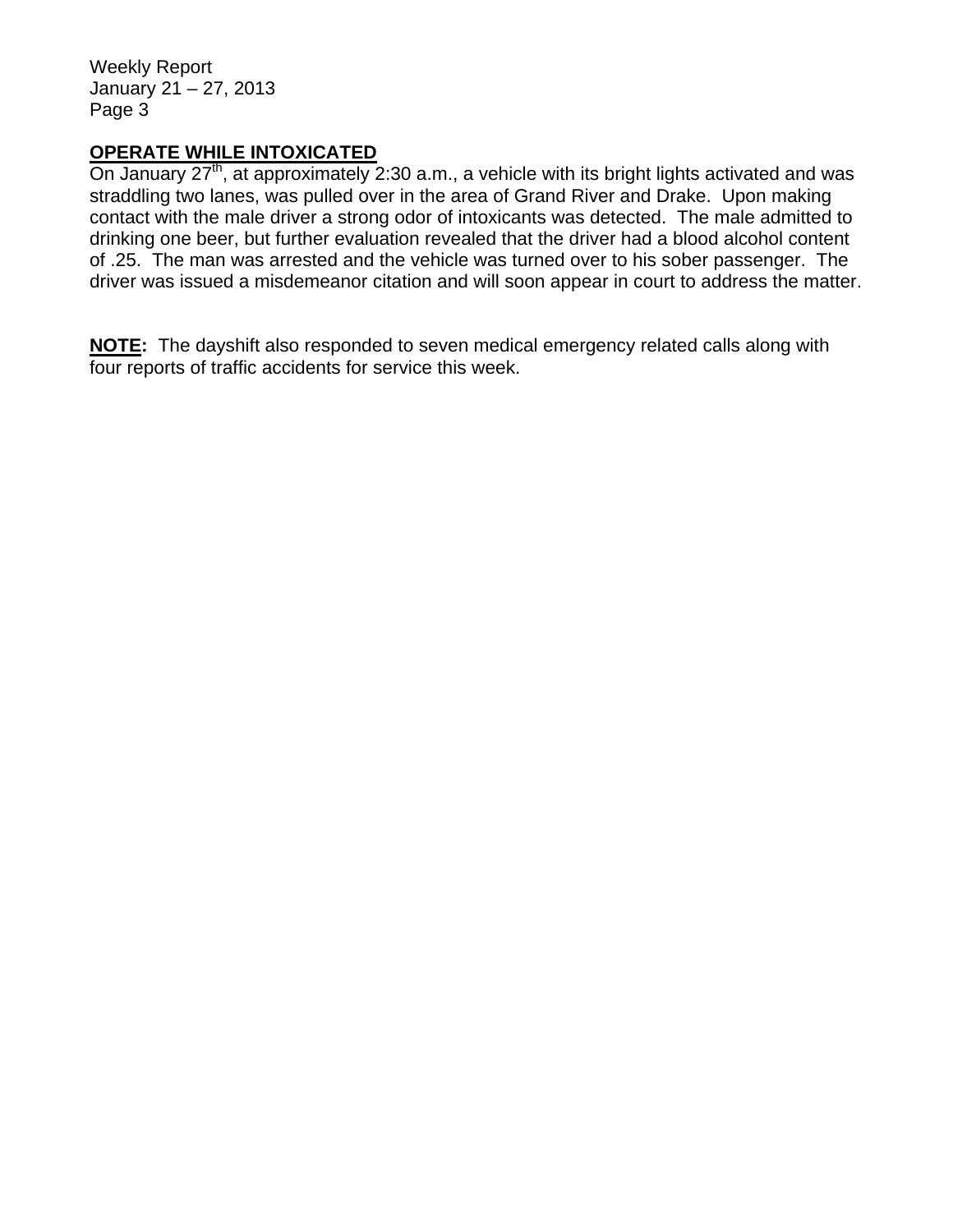**OPERATE WHILE INTOXICATED**

On January 27th, at approximately 2:30 a.m., a vehicle with its bright lights activated and was straddling two lanes, was pulled over in the area of Grand River and Drake. Upon making contact with the male driver a strong odor of intoxicants was detected. The male admitted to drinking one beer, but further evaluation revealed that the driver had a blood alcohol content of .25. The man was arrested and the vehicle was turned over to his sober passenger. The driver was issued a misdemeanor citation and will soon appear in court to address the matter.

**NOTE:** The dayshift also responded to seven medical emergency related calls along with four reports of traffic accidents for service this week.